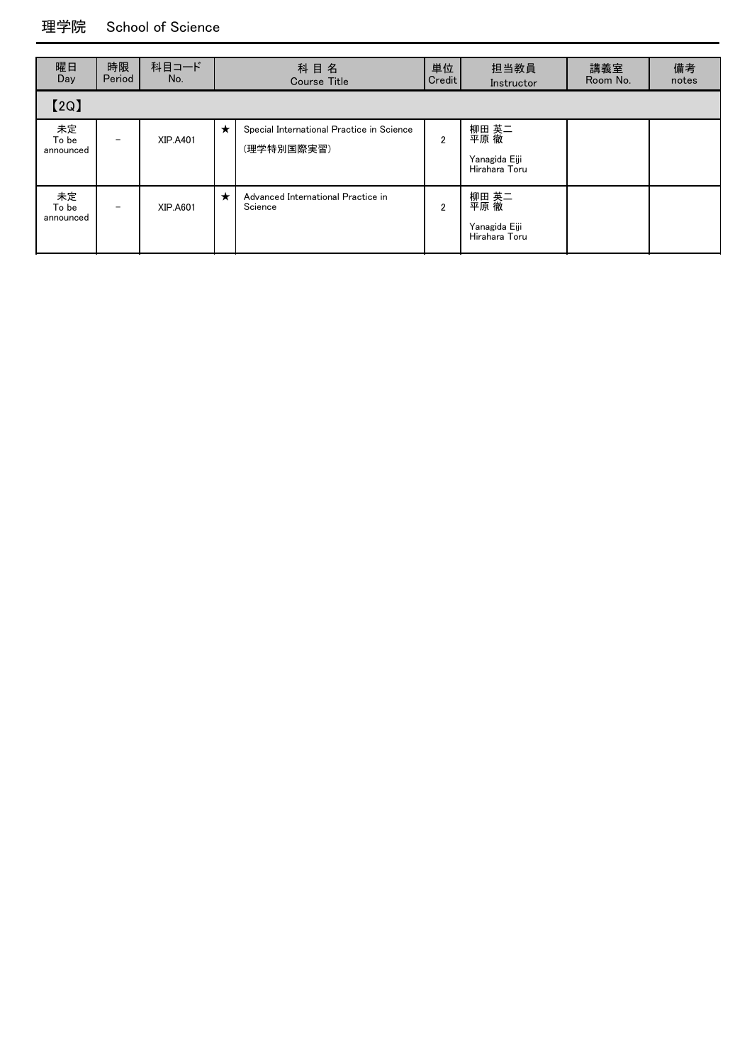# 理学院　School of Science

| 曜日 Day | 時限 Period | 科目コード No. | | 科 目 名 Course Title | 単位 Credit | 担当教員 Instructor | 講義室 Room No. | 備考 notes |
|---|---|---|---|---|---|---|---|---|
| 【2Q】 | | | | | | | | |
| 未定 To be announced | － | XIP.A401 | ★ | Special International Practice in Science (理学特別国際実習) | 2 | 柳田 英二 平原 徹 Yanagida Eiji Hirahara Toru | | |
| 未定 To be announced | － | XIP.A601 | ★ | Advanced International Practice in Science | 2 | 柳田 英二 平原 徹 Yanagida Eiji Hirahara Toru | | |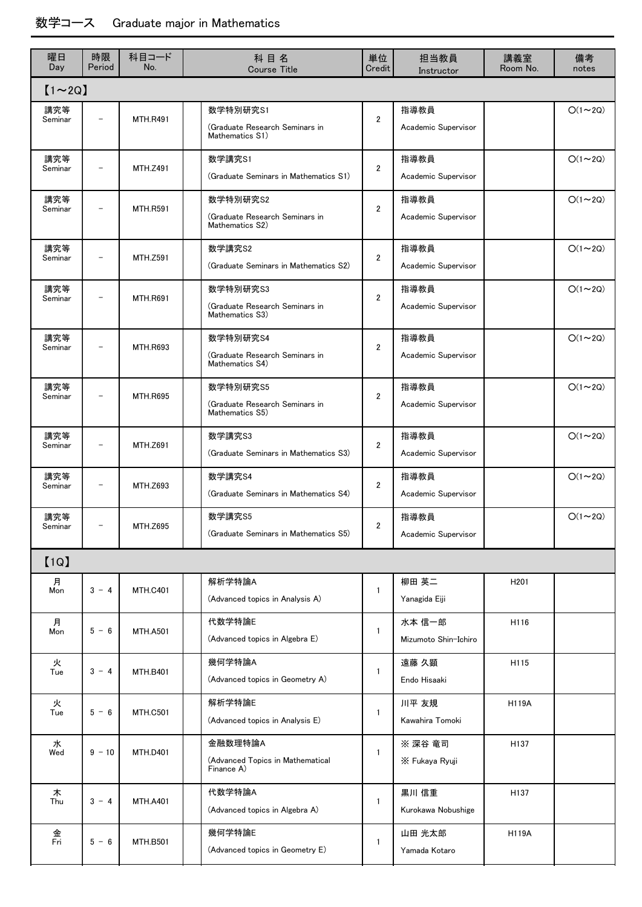# 数学コース　Graduate major in Mathematics

| 曜日 Day | 時限 Period | 科目コード No. | 科 目 名 Course Title | 単位 Credit | 担当教員 Instructor | 講義室 Room No. | 備考 notes |
|---|---|---|---|---|---|---|---|
| 【1～2Q】 | | | | | | | |
| 講究等 Seminar | － | MTH.R491 | 数学特別研究S1 (Graduate Research Seminars in Mathematics S1) | 2 | 指導教員 Academic Supervisor | | ○(1～2Q) |
| 講究等 Seminar | － | MTH.Z491 | 数学講究S1 (Graduate Seminars in Mathematics S1) | 2 | 指導教員 Academic Supervisor | | ○(1～2Q) |
| 講究等 Seminar | － | MTH.R591 | 数学特別研究S2 (Graduate Research Seminars in Mathematics S2) | 2 | 指導教員 Academic Supervisor | | ○(1～2Q) |
| 講究等 Seminar | － | MTH.Z591 | 数学講究S2 (Graduate Seminars in Mathematics S2) | 2 | 指導教員 Academic Supervisor | | ○(1～2Q) |
| 講究等 Seminar | － | MTH.R691 | 数学特別研究S3 (Graduate Research Seminars in Mathematics S3) | 2 | 指導教員 Academic Supervisor | | ○(1～2Q) |
| 講究等 Seminar | － | MTH.R693 | 数学特別研究S4 (Graduate Research Seminars in Mathematics S4) | 2 | 指導教員 Academic Supervisor | | ○(1～2Q) |
| 講究等 Seminar | － | MTH.R695 | 数学特別研究S5 (Graduate Research Seminars in Mathematics S5) | 2 | 指導教員 Academic Supervisor | | ○(1～2Q) |
| 講究等 Seminar | － | MTH.Z691 | 数学講究S3 (Graduate Seminars in Mathematics S3) | 2 | 指導教員 Academic Supervisor | | ○(1～2Q) |
| 講究等 Seminar | － | MTH.Z693 | 数学講究S4 (Graduate Seminars in Mathematics S4) | 2 | 指導教員 Academic Supervisor | | ○(1～2Q) |
| 講究等 Seminar | － | MTH.Z695 | 数学講究S5 (Graduate Seminars in Mathematics S5) | 2 | 指導教員 Academic Supervisor | | ○(1～2Q) |
| 【1Q】 | | | | | | | |
| 月 Mon | 3 － 4 | MTH.C401 | 解析学特論A (Advanced topics in Analysis A) | 1 | 柳田 英二 Yanagida Eiji | H201 | |
| 月 Mon | 5 － 6 | MTH.A501 | 代数学特論E (Advanced topics in Algebra E) | 1 | 水本 信一郎 Mizumoto Shin-Ichiro | H116 | |
| 火 Tue | 3 － 4 | MTH.B401 | 幾何学特論A (Advanced topics in Geometry A) | 1 | 遠藤 久顕 Endo Hisaaki | H115 | |
| 火 Tue | 5 － 6 | MTH.C501 | 解析学特論E (Advanced topics in Analysis E) | 1 | 川平 友規 Kawahira Tomoki | H119A | |
| 水 Wed | 9 － 10 | MTH.D401 | 金融数理特論A (Advanced Topics in Mathematical Finance A) | 1 | ※ 深谷 竜司 ※ Fukaya Ryuji | H137 | |
| 木 Thu | 3 － 4 | MTH.A401 | 代数学特論A (Advanced topics in Algebra A) | 1 | 黒川 信重 Kurokawa Nobushige | H137 | |
| 金 Fri | 5 － 6 | MTH.B501 | 幾何学特論E (Advanced topics in Geometry E) | 1 | 山田 光太郎 Yamada Kotaro | H119A | |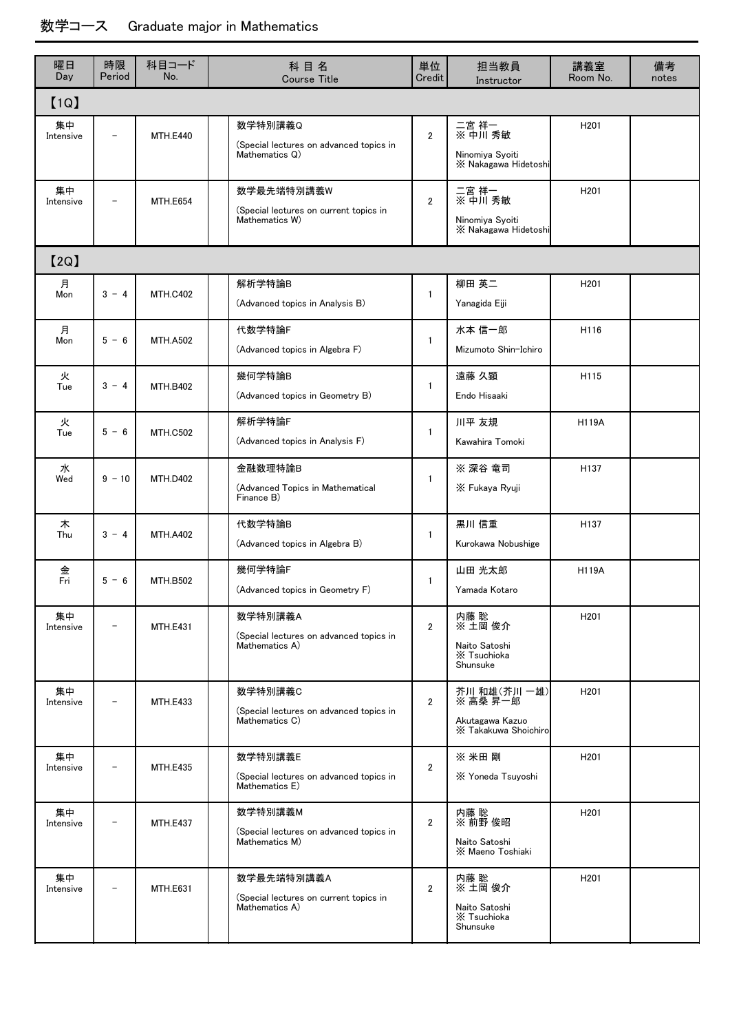# 数学コース　Graduate major in Mathematics

| 曜日<br>Day | 時限<br>Period | 科目コード<br>No. | 科 目 名<br>Course Title | 単位<br>Credit | 担当教員<br>Instructor | 講義室<br>Room No. | 備考<br>notes |
|---|---|---|---|---|---|---|---|
| 【1Q】 | | | | | | | |
| 集中<br>Intensive | － | MTH.E440 | 数学特別講義Q<br>(Special lectures on advanced topics in Mathematics Q) | 2 | 二宮 祥一<br>※ 中川 秀敏<br>Ninomiya Syoiti<br>※ Nakagawa Hidetoshi | H201 | |
| 集中<br>Intensive | － | MTH.E654 | 数学最先端特別講義W<br>(Special lectures on current topics in Mathematics W) | 2 | 二宮 祥一<br>※ 中川 秀敏<br>Ninomiya Syoiti<br>※ Nakagawa Hidetoshi | H201 | |
| 【2Q】 | | | | | | | |
| 月<br>Mon | 3 － 4 | MTH.C402 | 解析学特論B<br>(Advanced topics in Analysis B) | 1 | 柳田 英二<br>Yanagida Eiji | H201 | |
| 月<br>Mon | 5 － 6 | MTH.A502 | 代数学特論F<br>(Advanced topics in Algebra F) | 1 | 水本 信一郎<br>Mizumoto Shin-Ichiro | H116 | |
| 火<br>Tue | 3 － 4 | MTH.B402 | 幾何学特論B<br>(Advanced topics in Geometry B) | 1 | 遠藤 久顕<br>Endo Hisaaki | H115 | |
| 火<br>Tue | 5 － 6 | MTH.C502 | 解析学特論F<br>(Advanced topics in Analysis F) | 1 | 川平 友規<br>Kawahira Tomoki | H119A | |
| 水<br>Wed | 9 － 10 | MTH.D402 | 金融数理特論B<br>(Advanced Topics in Mathematical Finance B) | 1 | ※ 深谷 竜司<br>※ Fukaya Ryuji | H137 | |
| 木<br>Thu | 3 － 4 | MTH.A402 | 代数学特論B<br>(Advanced topics in Algebra B) | 1 | 黒川 信重<br>Kurokawa Nobushige | H137 | |
| 金<br>Fri | 5 － 6 | MTH.B502 | 幾何学特論F<br>(Advanced topics in Geometry F) | 1 | 山田 光太郎<br>Yamada Kotaro | H119A | |
| 集中<br>Intensive | － | MTH.E431 | 数学特別講義A<br>(Special lectures on advanced topics in Mathematics A) | 2 | 内藤 聡<br>※ 土岡 俊介<br>Naito Satoshi<br>※ Tsuchioka Shunsuke | H201 | |
| 集中<br>Intensive | － | MTH.E433 | 数学特別講義C<br>(Special lectures on advanced topics in Mathematics C) | 2 | 芥川 和雄(芥川 一雄)<br>※ 高桑 昇一郎<br>Akutagawa Kazuo<br>※ Takakuwa Shoichiro | H201 | |
| 集中<br>Intensive | － | MTH.E435 | 数学特別講義E<br>(Special lectures on advanced topics in Mathematics E) | 2 | ※ 米田 剛<br>※ Yoneda Tsuyoshi | H201 | |
| 集中<br>Intensive | － | MTH.E437 | 数学特別講義M<br>(Special lectures on advanced topics in Mathematics M) | 2 | 内藤 聡<br>※ 前野 俊昭<br>Naito Satoshi<br>※ Maeno Toshiaki | H201 | |
| 集中<br>Intensive | － | MTH.E631 | 数学最先端特別講義A<br>(Special lectures on current topics in Mathematics A) | 2 | 内藤 聡<br>※ 土岡 俊介<br>Naito Satoshi<br>※ Tsuchioka Shunsuke | H201 | |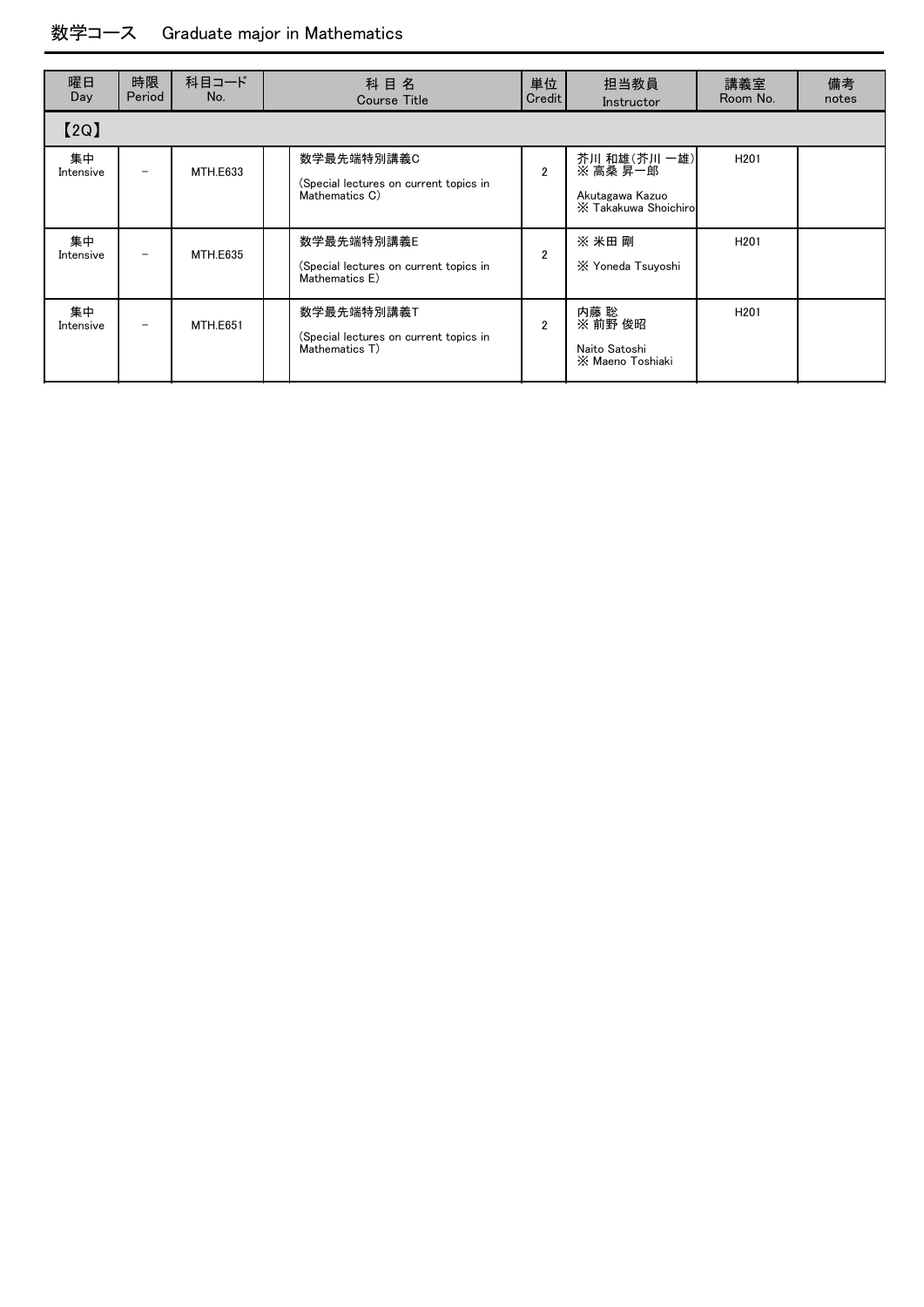# 数学コース　Graduate major in Mathematics

| 曜日 Day | 時限 Period | 科目コード No. | 科目名 Course Title | 単位 Credit | 担当教員 Instructor | 講義室 Room No. | 備考 notes |
|---|---|---|---|---|---|---|---|
| 【2Q】 | | | | | | | |
| 集中 Intensive | – | MTH.E633 | 数学最先端特別講義C (Special lectures on current topics in Mathematics C) | 2 | 芥川 和雄(芥川 一雄) ※ 高桑 昇一郎 Akutagawa Kazuo ※ Takakuwa Shoichiro | H201 | |
| 集中 Intensive | – | MTH.E635 | 数学最先端特別講義E (Special lectures on current topics in Mathematics E) | 2 | ※ 米田 剛 ※ Yoneda Tsuyoshi | H201 | |
| 集中 Intensive | – | MTH.E651 | 数学最先端特別講義T (Special lectures on current topics in Mathematics T) | 2 | 内藤 聡 ※ 前野 俊昭 Naito Satoshi ※ Maeno Toshiaki | H201 | |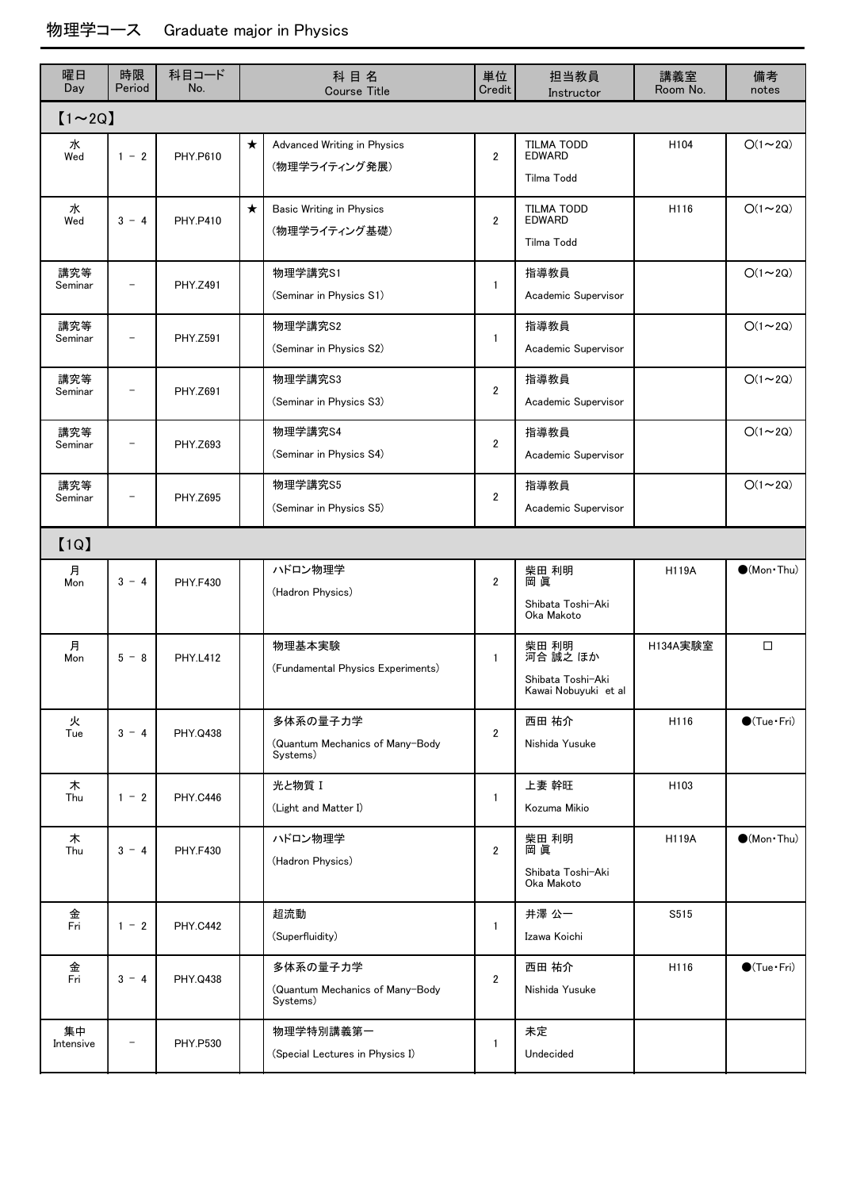## 物理学コース　Graduate major in Physics

| 曜日 Day | 時限 Period | 科目コード No. | | 科 目 名 Course Title | 単位 Credit | 担当教員 Instructor | 講義室 Room No. | 備考 notes |
|---|---|---|---|---|---|---|---|---|
| **【1～2Q】** | | | | | | | | |
| 水 Wed | 1 － 2 | PHY.P610 | ★ | Advanced Writing in Physics (物理学ライティング発展) | 2 | TILMA TODD EDWARD Tilma Todd | H104 | ○(1～2Q) |
| 水 Wed | 3 － 4 | PHY.P410 | ★ | Basic Writing in Physics (物理学ライティング基礎) | 2 | TILMA TODD EDWARD Tilma Todd | H116 | ○(1～2Q) |
| 講究等 Seminar | － | PHY.Z491 | | 物理学講究S1 (Seminar in Physics S1) | 1 | 指導教員 Academic Supervisor | | ○(1～2Q) |
| 講究等 Seminar | － | PHY.Z591 | | 物理学講究S2 (Seminar in Physics S2) | 1 | 指導教員 Academic Supervisor | | ○(1～2Q) |
| 講究等 Seminar | － | PHY.Z691 | | 物理学講究S3 (Seminar in Physics S3) | 2 | 指導教員 Academic Supervisor | | ○(1～2Q) |
| 講究等 Seminar | － | PHY.Z693 | | 物理学講究S4 (Seminar in Physics S4) | 2 | 指導教員 Academic Supervisor | | ○(1～2Q) |
| 講究等 Seminar | － | PHY.Z695 | | 物理学講究S5 (Seminar in Physics S5) | 2 | 指導教員 Academic Supervisor | | ○(1～2Q) |
| **【1Q】** | | | | | | | | |
| 月 Mon | 3 － 4 | PHY.F430 | | ハドロン物理学 (Hadron Physics) | 2 | 柴田 利明 岡 眞 Shibata Toshi-Aki Oka Makoto | H119A | ●(Mon・Thu) |
| 月 Mon | 5 － 8 | PHY.L412 | | 物理基本実験 (Fundamental Physics Experiments) | 1 | 柴田 利明 河合 誠之 ほか Shibata Toshi-Aki Kawai Nobuyuki et al | H134A実験室 | □ |
| 火 Tue | 3 － 4 | PHY.Q438 | | 多体系の量子力学 (Quantum Mechanics of Many-Body Systems) | 2 | 西田 祐介 Nishida Yusuke | H116 | ●(Tue・Fri) |
| 木 Thu | 1 － 2 | PHY.C446 | | 光と物質 I (Light and Matter I) | 1 | 上妻 幹旺 Kozuma Mikio | H103 | |
| 木 Thu | 3 － 4 | PHY.F430 | | ハドロン物理学 (Hadron Physics) | 2 | 柴田 利明 岡 眞 Shibata Toshi-Aki Oka Makoto | H119A | ●(Mon・Thu) |
| 金 Fri | 1 － 2 | PHY.C442 | | 超流動 (Superfluidity) | 1 | 井澤 公一 Izawa Koichi | S515 | |
| 金 Fri | 3 － 4 | PHY.Q438 | | 多体系の量子力学 (Quantum Mechanics of Many-Body Systems) | 2 | 西田 祐介 Nishida Yusuke | H116 | ●(Tue・Fri) |
| 集中 Intensive | － | PHY.P530 | | 物理学特別講義第一 (Special Lectures in Physics I) | 1 | 未定 Undecided | | |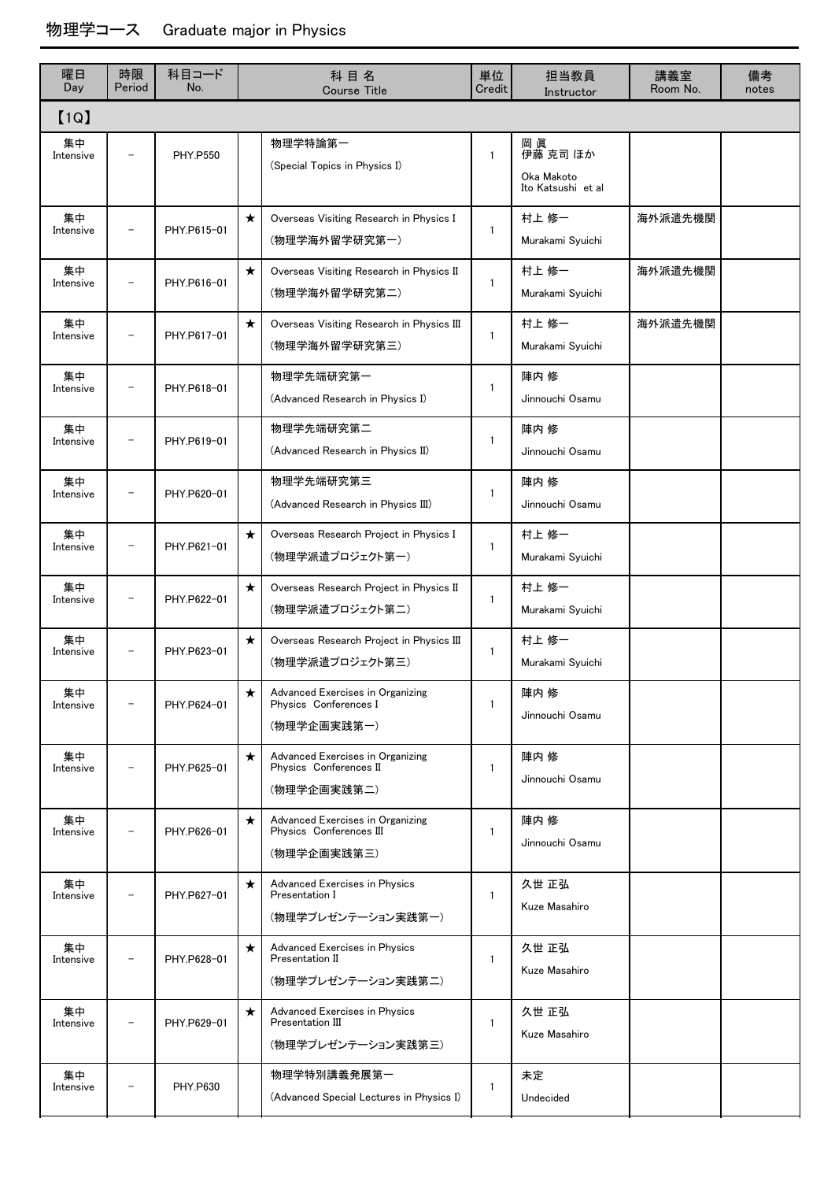# 物理学コース　Graduate major in Physics

| 曜日 Day | 時限 Period | 科目コード No. | | 科 目 名 Course Title | 単位 Credit | 担当教員 Instructor | 講義室 Room No. | 備考 notes |
|---|---|---|---|---|---|---|---|---|
| 【1Q】 | | | | | | | | |
| 集中 Intensive | － | PHY.P550 | | 物理学特論第一 (Special Topics in Physics I) | 1 | 岡 眞 伊藤 克司 ほか Oka Makoto Ito Katsushi et al | | |
| 集中 Intensive | － | PHY.P615-01 | ★ | Overseas Visiting Research in Physics I (物理学海外留学研究第一) | 1 | 村上 修一 Murakami Syuichi | 海外派遣先機関 | |
| 集中 Intensive | － | PHY.P616-01 | ★ | Overseas Visiting Research in Physics II (物理学海外留学研究第二) | 1 | 村上 修一 Murakami Syuichi | 海外派遣先機関 | |
| 集中 Intensive | － | PHY.P617-01 | ★ | Overseas Visiting Research in Physics III (物理学海外留学研究第三) | 1 | 村上 修一 Murakami Syuichi | 海外派遣先機関 | |
| 集中 Intensive | － | PHY.P618-01 | | 物理学先端研究第一 (Advanced Research in Physics I) | 1 | 陣内 修 Jinnouchi Osamu | | |
| 集中 Intensive | － | PHY.P619-01 | | 物理学先端研究第二 (Advanced Research in Physics II) | 1 | 陣内 修 Jinnouchi Osamu | | |
| 集中 Intensive | － | PHY.P620-01 | | 物理学先端研究第三 (Advanced Research in Physics III) | 1 | 陣内 修 Jinnouchi Osamu | | |
| 集中 Intensive | － | PHY.P621-01 | ★ | Overseas Research Project in Physics I (物理学派遣プロジェクト第一) | 1 | 村上 修一 Murakami Syuichi | | |
| 集中 Intensive | － | PHY.P622-01 | ★ | Overseas Research Project in Physics II (物理学派遣プロジェクト第二) | 1 | 村上 修一 Murakami Syuichi | | |
| 集中 Intensive | － | PHY.P623-01 | ★ | Overseas Research Project in Physics III (物理学派遣プロジェクト第三) | 1 | 村上 修一 Murakami Syuichi | | |
| 集中 Intensive | － | PHY.P624-01 | ★ | Advanced Exercises in Organizing Physics Conferences I (物理学企画実践第一) | 1 | 陣内 修 Jinnouchi Osamu | | |
| 集中 Intensive | － | PHY.P625-01 | ★ | Advanced Exercises in Organizing Physics Conferences II (物理学企画実践第二) | 1 | 陣内 修 Jinnouchi Osamu | | |
| 集中 Intensive | － | PHY.P626-01 | ★ | Advanced Exercises in Organizing Physics Conferences III (物理学企画実践第三) | 1 | 陣内 修 Jinnouchi Osamu | | |
| 集中 Intensive | － | PHY.P627-01 | ★ | Advanced Exercises in Physics Presentation I (物理学プレゼンテーション実践第一) | 1 | 久世 正弘 Kuze Masahiro | | |
| 集中 Intensive | － | PHY.P628-01 | ★ | Advanced Exercises in Physics Presentation II (物理学プレゼンテーション実践第二) | 1 | 久世 正弘 Kuze Masahiro | | |
| 集中 Intensive | － | PHY.P629-01 | ★ | Advanced Exercises in Physics Presentation III (物理学プレゼンテーション実践第三) | 1 | 久世 正弘 Kuze Masahiro | | |
| 集中 Intensive | － | PHY.P630 | | 物理学特別講義発展第一 (Advanced Special Lectures in Physics I) | 1 | 未定 Undecided | | |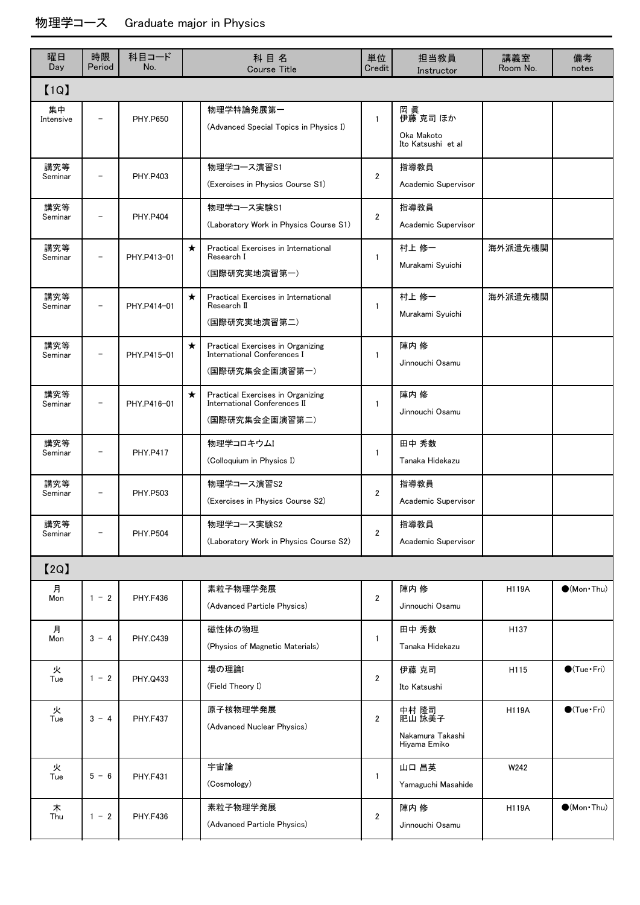# 物理学コース　Graduate major in Physics

| 曜日 Day | 時限 Period | 科目コード No. | | 科 目 名 Course Title | 単位 Credit | 担当教員 Instructor | 講義室 Room No. | 備考 notes |
|---|---|---|---|---|---|---|---|---|
| 【1Q】 | | | | | | | | |
| 集中 Intensive | － | PHY.P650 | | 物理学特論発展第一 (Advanced Special Topics in Physics I) | 1 | 岡 眞 伊藤 克司 ほか Oka Makoto Ito Katsushi et al | | |
| 講究等 Seminar | － | PHY.P403 | | 物理学コース演習S1 (Exercises in Physics Course S1) | 2 | 指導教員 Academic Supervisor | | |
| 講究等 Seminar | － | PHY.P404 | | 物理学コース実験S1 (Laboratory Work in Physics Course S1) | 2 | 指導教員 Academic Supervisor | | |
| 講究等 Seminar | － | PHY.P413-01 | ★ | Practical Exercises in International Research I (国際研究実地演習第一) | 1 | 村上 修一 Murakami Syuichi | 海外派遣先機関 | |
| 講究等 Seminar | － | PHY.P414-01 | ★ | Practical Exercises in International Research II (国際研究実地演習第二) | 1 | 村上 修一 Murakami Syuichi | 海外派遣先機関 | |
| 講究等 Seminar | － | PHY.P415-01 | ★ | Practical Exercises in Organizing International Conferences I (国際研究集会企画演習第一) | 1 | 陣内 修 Jinnouchi Osamu | | |
| 講究等 Seminar | － | PHY.P416-01 | ★ | Practical Exercises in Organizing International Conferences II (国際研究集会企画演習第二) | 1 | 陣内 修 Jinnouchi Osamu | | |
| 講究等 Seminar | － | PHY.P417 | | 物理学コロキウムI (Colloquium in Physics I) | 1 | 田中 秀数 Tanaka Hidekazu | | |
| 講究等 Seminar | － | PHY.P503 | | 物理学コース演習S2 (Exercises in Physics Course S2) | 2 | 指導教員 Academic Supervisor | | |
| 講究等 Seminar | － | PHY.P504 | | 物理学コース実験S2 (Laboratory Work in Physics Course S2) | 2 | 指導教員 Academic Supervisor | | |
| 【2Q】 | | | | | | | | |
| 月 Mon | 1 － 2 | PHY.F436 | | 素粒子物理学発展 (Advanced Particle Physics) | 2 | 陣内 修 Jinnouchi Osamu | H119A | ●(Mon・Thu) |
| 月 Mon | 3 － 4 | PHY.C439 | | 磁性体の物理 (Physics of Magnetic Materials) | 1 | 田中 秀数 Tanaka Hidekazu | H137 | |
| 火 Tue | 1 － 2 | PHY.Q433 | | 場の理論I (Field Theory I) | 2 | 伊藤 克司 Ito Katsushi | H115 | ●(Tue・Fri) |
| 火 Tue | 3 － 4 | PHY.F437 | | 原子核物理学発展 (Advanced Nuclear Physics) | 2 | 中村 隆司 肥山 詠美子 Nakamura Takashi Hiyama Emiko | H119A | ●(Tue・Fri) |
| 火 Tue | 5 － 6 | PHY.F431 | | 宇宙論 (Cosmology) | 1 | 山口 昌英 Yamaguchi Masahide | W242 | |
| 木 Thu | 1 － 2 | PHY.F436 | | 素粒子物理学発展 (Advanced Particle Physics) | 2 | 陣内 修 Jinnouchi Osamu | H119A | ●(Mon・Thu) |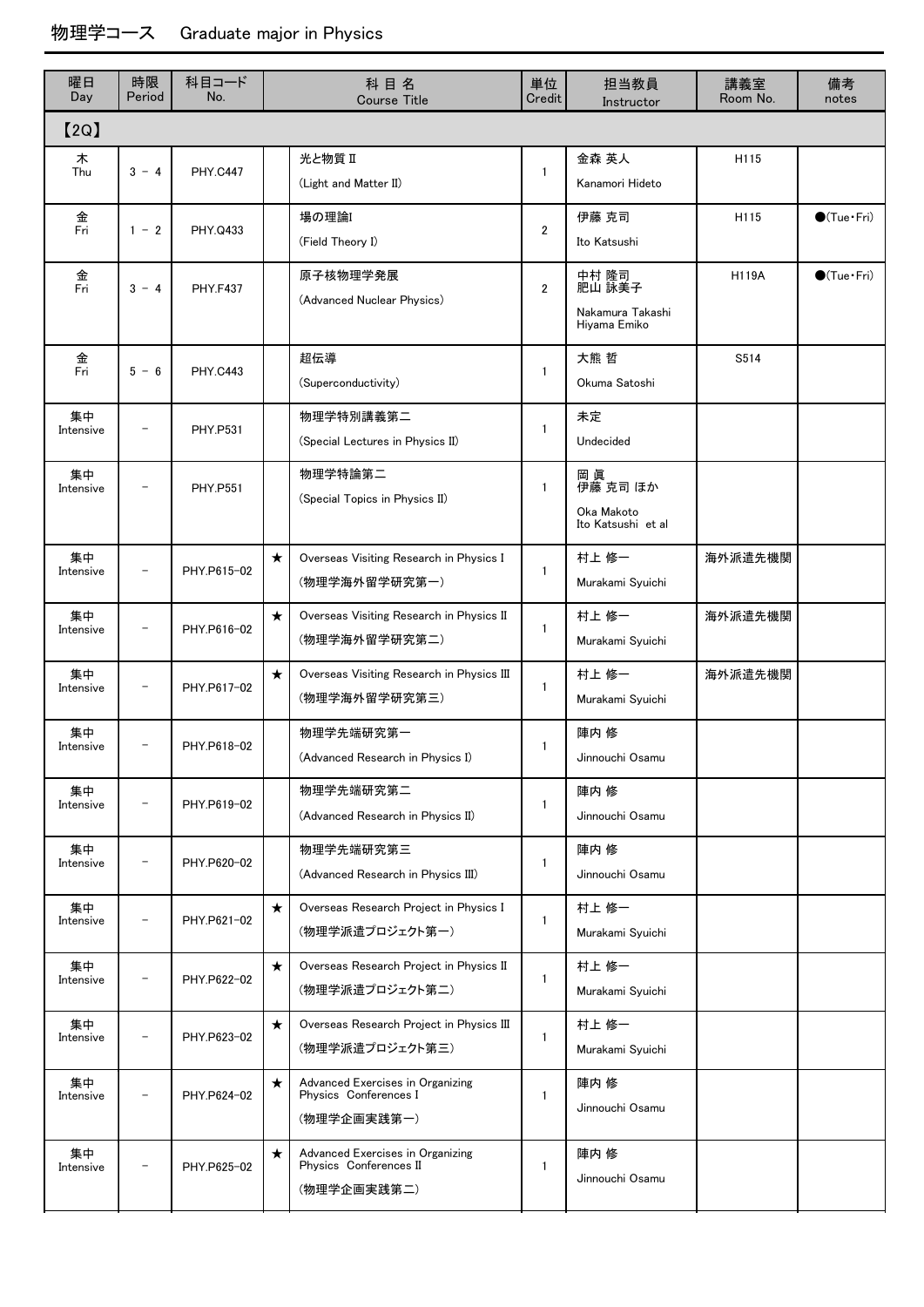# 物理学コース　Graduate major in Physics

| 曜日 Day | 時限 Period | 科目コード No. | | 科 目 名 Course Title | 単位 Credit | 担当教員 Instructor | 講義室 Room No. | 備考 notes |
|---|---|---|---|---|---|---|---|---|
| 【2Q】 | | | | | | | | |
| 木 Thu | 3 － 4 | PHY.C447 | | 光と物質 II (Light and Matter II) | 1 | 金森 英人 Kanamori Hideto | H115 | |
| 金 Fri | 1 － 2 | PHY.Q433 | | 場の理論I (Field Theory I) | 2 | 伊藤 克司 Ito Katsushi | H115 | ●(Tue・Fri) |
| 金 Fri | 3 － 4 | PHY.F437 | | 原子核物理学発展 (Advanced Nuclear Physics) | 2 | 中村 隆司 肥山 詠美子 Nakamura Takashi Hiyama Emiko | H119A | ●(Tue・Fri) |
| 金 Fri | 5 － 6 | PHY.C443 | | 超伝導 (Superconductivity) | 1 | 大熊 哲 Okuma Satoshi | S514 | |
| 集中 Intensive | － | PHY.P531 | | 物理学特別講義第二 (Special Lectures in Physics II) | 1 | 未定 Undecided | | |
| 集中 Intensive | － | PHY.P551 | | 物理学特論第二 (Special Topics in Physics II) | 1 | 岡 眞 伊藤 克司 ほか Oka Makoto Ito Katsushi et al | | |
| 集中 Intensive | － | PHY.P615-02 | ★ | Overseas Visiting Research in Physics I (物理学海外留学研究第一) | 1 | 村上 修一 Murakami Syuichi | 海外派遣先機関 | |
| 集中 Intensive | － | PHY.P616-02 | ★ | Overseas Visiting Research in Physics II (物理学海外留学研究第二) | 1 | 村上 修一 Murakami Syuichi | 海外派遣先機関 | |
| 集中 Intensive | － | PHY.P617-02 | ★ | Overseas Visiting Research in Physics III (物理学海外留学研究第三) | 1 | 村上 修一 Murakami Syuichi | 海外派遣先機関 | |
| 集中 Intensive | － | PHY.P618-02 | | 物理学先端研究第一 (Advanced Research in Physics I) | 1 | 陣内 修 Jinnouchi Osamu | | |
| 集中 Intensive | － | PHY.P619-02 | | 物理学先端研究第二 (Advanced Research in Physics II) | 1 | 陣内 修 Jinnouchi Osamu | | |
| 集中 Intensive | － | PHY.P620-02 | | 物理学先端研究第三 (Advanced Research in Physics III) | 1 | 陣内 修 Jinnouchi Osamu | | |
| 集中 Intensive | － | PHY.P621-02 | ★ | Overseas Research Project in Physics I (物理学派遣プロジェクト第一) | 1 | 村上 修一 Murakami Syuichi | | |
| 集中 Intensive | － | PHY.P622-02 | ★ | Overseas Research Project in Physics II (物理学派遣プロジェクト第二) | 1 | 村上 修一 Murakami Syuichi | | |
| 集中 Intensive | － | PHY.P623-02 | ★ | Overseas Research Project in Physics III (物理学派遣プロジェクト第三) | 1 | 村上 修一 Murakami Syuichi | | |
| 集中 Intensive | － | PHY.P624-02 | ★ | Advanced Exercises in Organizing Physics Conferences I (物理学企画実践第一) | 1 | 陣内 修 Jinnouchi Osamu | | |
| 集中 Intensive | － | PHY.P625-02 | ★ | Advanced Exercises in Organizing Physics Conferences II (物理学企画実践第二) | 1 | 陣内 修 Jinnouchi Osamu | | |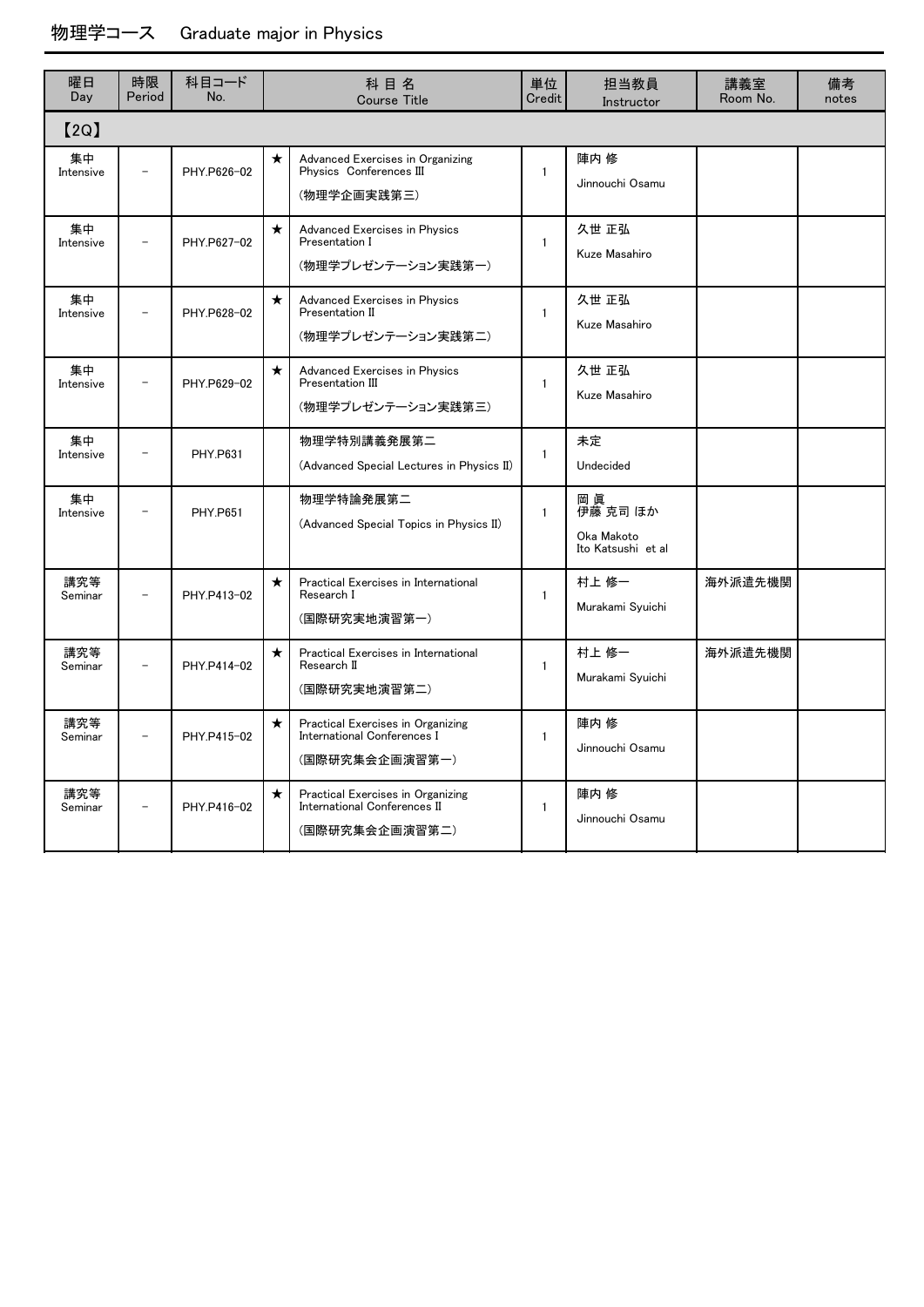# 物理学コース　Graduate major in Physics

| 曜日 Day | 時限 Period | 科目コード No. | | 科 目 名 Course Title | 単位 Credit | 担当教員 Instructor | 講義室 Room No. | 備考 notes |
|---|---|---|---|---|---|---|---|---|
| 【2Q】 | | | | | | | | |
| 集中 Intensive | － | PHY.P626-02 | ★ | Advanced Exercises in Organizing Physics Conferences Ⅲ (物理学企画実践第三) | 1 | 陣内 修 Jinnouchi Osamu | | |
| 集中 Intensive | － | PHY.P627-02 | ★ | Advanced Exercises in Physics Presentation Ⅰ (物理学プレゼンテーション実践第一) | 1 | 久世 正弘 Kuze Masahiro | | |
| 集中 Intensive | － | PHY.P628-02 | ★ | Advanced Exercises in Physics Presentation Ⅱ (物理学プレゼンテーション実践第二) | 1 | 久世 正弘 Kuze Masahiro | | |
| 集中 Intensive | － | PHY.P629-02 | ★ | Advanced Exercises in Physics Presentation Ⅲ (物理学プレゼンテーション実践第三) | 1 | 久世 正弘 Kuze Masahiro | | |
| 集中 Intensive | － | PHY.P631 | | 物理学特別講義発展第二 (Advanced Special Lectures in Physics Ⅱ) | 1 | 未定 Undecided | | |
| 集中 Intensive | － | PHY.P651 | | 物理学特論発展第二 (Advanced Special Topics in Physics Ⅱ) | 1 | 岡 眞 伊藤 克司 ほか Oka Makoto Ito Katsushi et al | | |
| 講究等 Seminar | － | PHY.P413-02 | ★ | Practical Exercises in International Research Ⅰ (国際研究実地演習第一) | 1 | 村上 修一 Murakami Syuichi | 海外派遣先機関 | |
| 講究等 Seminar | － | PHY.P414-02 | ★ | Practical Exercises in International Research Ⅱ (国際研究実地演習第二) | 1 | 村上 修一 Murakami Syuichi | 海外派遣先機関 | |
| 講究等 Seminar | － | PHY.P415-02 | ★ | Practical Exercises in Organizing International Conferences Ⅰ (国際研究集会企画演習第一) | 1 | 陣内 修 Jinnouchi Osamu | | |
| 講究等 Seminar | － | PHY.P416-02 | ★ | Practical Exercises in Organizing International Conferences Ⅱ (国際研究集会企画演習第二) | 1 | 陣内 修 Jinnouchi Osamu | | |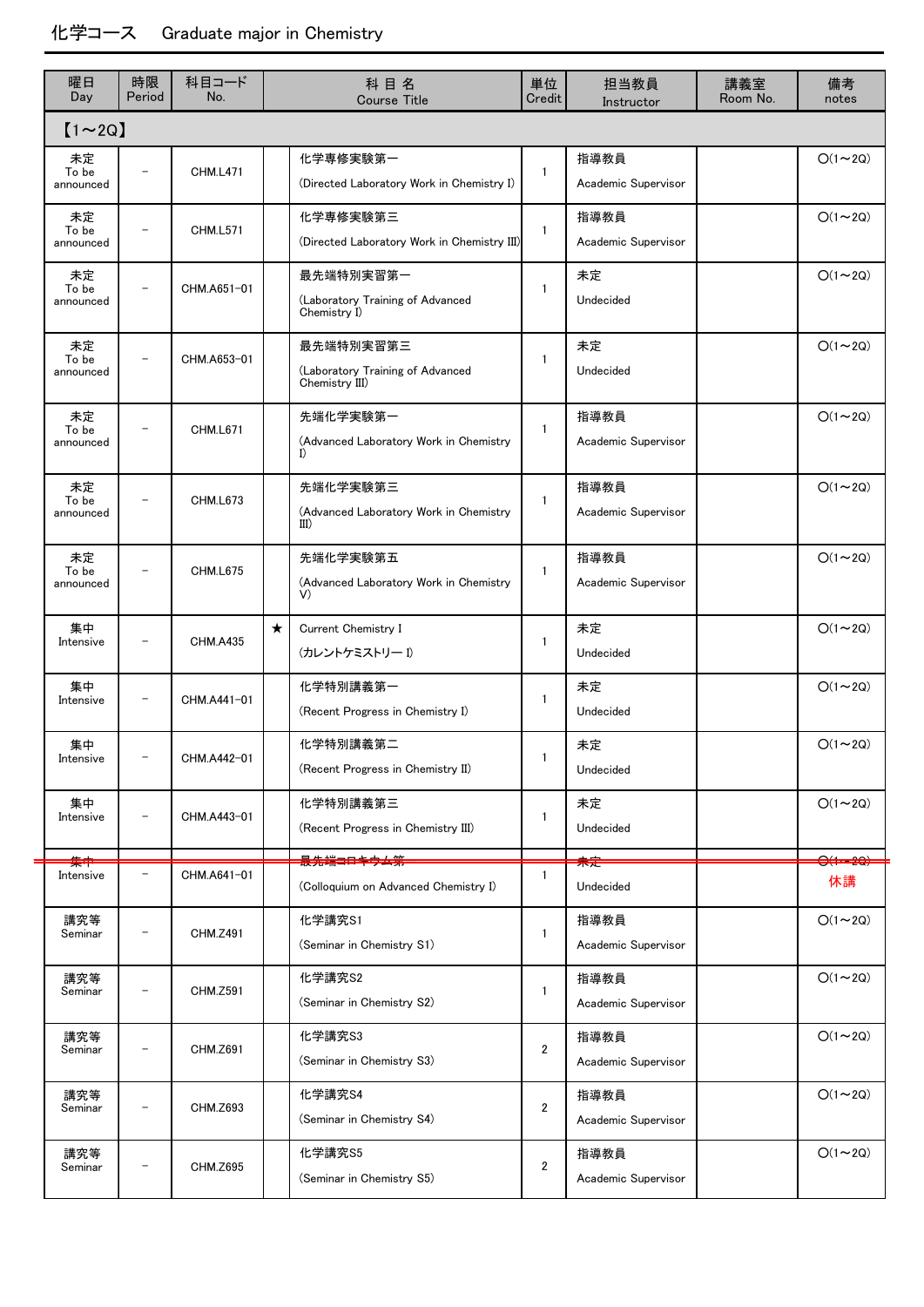## 化学コース　Graduate major in Chemistry

| 曜日 Day | 時限 Period | 科目コード No. | | 科 目 名 Course Title | 単位 Credit | 担当教員 Instructor | 講義室 Room No. | 備考 notes |
|---|---|---|---|---|---|---|---|---|
| 【1～2Q】 | | | | | | | | |
| 未定 To be announced | － | CHM.L471 | | 化学専修実験第一 (Directed Laboratory Work in Chemistry I) | 1 | 指導教員 Academic Supervisor | | ○(1～2Q) |
| 未定 To be announced | － | CHM.L571 | | 化学専修実験第三 (Directed Laboratory Work in Chemistry III) | 1 | 指導教員 Academic Supervisor | | ○(1～2Q) |
| 未定 To be announced | － | CHM.A651-01 | | 最先端特別実習第一 (Laboratory Training of Advanced Chemistry I) | 1 | 未定 Undecided | | ○(1～2Q) |
| 未定 To be announced | － | CHM.A653-01 | | 最先端特別実習第三 (Laboratory Training of Advanced Chemistry III) | 1 | 未定 Undecided | | ○(1～2Q) |
| 未定 To be announced | － | CHM.L671 | | 先端化学実験第一 (Advanced Laboratory Work in Chemistry I) | 1 | 指導教員 Academic Supervisor | | ○(1～2Q) |
| 未定 To be announced | － | CHM.L673 | | 先端化学実験第三 (Advanced Laboratory Work in Chemistry III) | 1 | 指導教員 Academic Supervisor | | ○(1～2Q) |
| 未定 To be announced | － | CHM.L675 | | 先端化学実験第五 (Advanced Laboratory Work in Chemistry V) | 1 | 指導教員 Academic Supervisor | | ○(1～2Q) |
| 集中 Intensive | － | CHM.A435 | ★ | Current Chemistry I (カレントケミストリー I) | 1 | 未定 Undecided | | ○(1～2Q) |
| 集中 Intensive | － | CHM.A441-01 | | 化学特別講義第一 (Recent Progress in Chemistry I) | 1 | 未定 Undecided | | ○(1～2Q) |
| 集中 Intensive | － | CHM.A442-01 | | 化学特別講義第二 (Recent Progress in Chemistry II) | 1 | 未定 Undecided | | ○(1～2Q) |
| 集中 Intensive | － | CHM.A443-01 | | 化学特別講義第三 (Recent Progress in Chemistry III) | 1 | 未定 Undecided | | ○(1～2Q) |
| ~~集中 Intensive~~ | ~~－~~ | ~~CHM.A641-01~~ | | ~~最先端コロキウム第一 (Colloquium on Advanced Chemistry I)~~ | ~~1~~ | ~~未定 Undecided~~ | | ~~○(1～2Q)~~ 休講 |
| 講究等 Seminar | － | CHM.Z491 | | 化学講究S1 (Seminar in Chemistry S1) | 1 | 指導教員 Academic Supervisor | | ○(1～2Q) |
| 講究等 Seminar | － | CHM.Z591 | | 化学講究S2 (Seminar in Chemistry S2) | 1 | 指導教員 Academic Supervisor | | ○(1～2Q) |
| 講究等 Seminar | － | CHM.Z691 | | 化学講究S3 (Seminar in Chemistry S3) | 2 | 指導教員 Academic Supervisor | | ○(1～2Q) |
| 講究等 Seminar | － | CHM.Z693 | | 化学講究S4 (Seminar in Chemistry S4) | 2 | 指導教員 Academic Supervisor | | ○(1～2Q) |
| 講究等 Seminar | － | CHM.Z695 | | 化学講究S5 (Seminar in Chemistry S5) | 2 | 指導教員 Academic Supervisor | | ○(1～2Q) |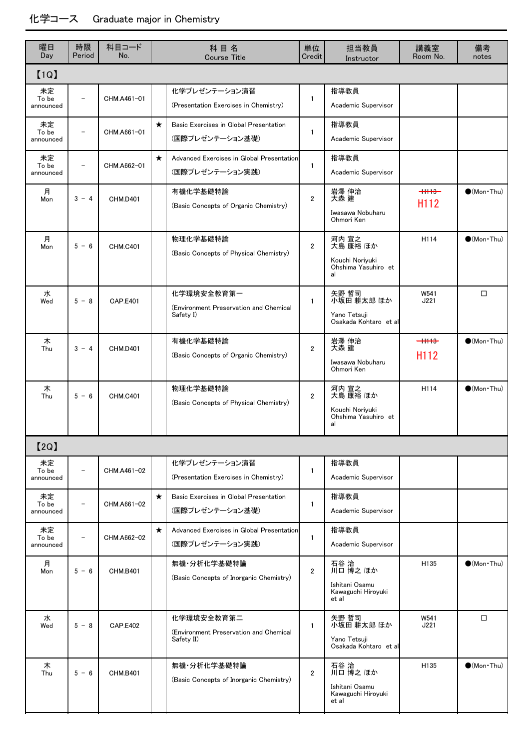# 化学コース　Graduate major in Chemistry

| 曜日 Day | 時限 Period | 科目コード No. | | 科 目 名 Course Title | 単位 Credit | 担当教員 Instructor | 講義室 Room No. | 備考 notes |
|---|---|---|---|---|---|---|---|---|
| 【1Q】 | | | | | | | | |
| 未定 To be announced | － | CHM.A461-01 | | 化学プレゼンテーション演習 (Presentation Exercises in Chemistry) | 1 | 指導教員 Academic Supervisor | | |
| 未定 To be announced | － | CHM.A661-01 | ★ | Basic Exercises in Global Presentation (国際プレゼンテーション基礎) | 1 | 指導教員 Academic Supervisor | | |
| 未定 To be announced | － | CHM.A662-01 | ★ | Advanced Exercises in Global Presentation (国際プレゼンテーション実践) | 1 | 指導教員 Academic Supervisor | | |
| 月 Mon | 3 － 4 | CHM.D401 | | 有機化学基礎特論 (Basic Concepts of Organic Chemistry) | 2 | 岩澤 伸治 大森 建 Iwasawa Nobuharu Ohmori Ken | ~~H113~~ H112 | ●(Mon・Thu) |
| 月 Mon | 5 － 6 | CHM.C401 | | 物理化学基礎特論 (Basic Concepts of Physical Chemistry) | 2 | 河内 宣之 大島 康裕 ほか Kouchi Noriyuki Ohshima Yasuhiro et al | H114 | ●(Mon・Thu) |
| 水 Wed | 5 － 8 | CAP.E401 | | 化学環境安全教育第一 (Environment Preservation and Chemical Safety I) | 1 | 矢野 哲司 小坂田 耕太郎 ほか Yano Tetsuji Osakada Kohtaro et al | W541 J221 | □ |
| 木 Thu | 3 － 4 | CHM.D401 | | 有機化学基礎特論 (Basic Concepts of Organic Chemistry) | 2 | 岩澤 伸治 大森 建 Iwasawa Nobuharu Ohmori Ken | ~~H113~~ H112 | ●(Mon・Thu) |
| 木 Thu | 5 － 6 | CHM.C401 | | 物理化学基礎特論 (Basic Concepts of Physical Chemistry) | 2 | 河内 宣之 大島 康裕 ほか Kouchi Noriyuki Ohshima Yasuhiro et al | H114 | ●(Mon・Thu) |
| 【2Q】 | | | | | | | | |
| 未定 To be announced | － | CHM.A461-02 | | 化学プレゼンテーション演習 (Presentation Exercises in Chemistry) | 1 | 指導教員 Academic Supervisor | | |
| 未定 To be announced | － | CHM.A661-02 | ★ | Basic Exercises in Global Presentation (国際プレゼンテーション基礎) | 1 | 指導教員 Academic Supervisor | | |
| 未定 To be announced | － | CHM.A662-02 | ★ | Advanced Exercises in Global Presentation (国際プレゼンテーション実践) | 1 | 指導教員 Academic Supervisor | | |
| 月 Mon | 5 － 6 | CHM.B401 | | 無機・分析化学基礎特論 (Basic Concepts of Inorganic Chemistry) | 2 | 石谷 治 川口 博之 ほか Ishitani Osamu Kawaguchi Hiroyuki et al | H135 | ●(Mon・Thu) |
| 水 Wed | 5 － 8 | CAP.E402 | | 化学環境安全教育第二 (Environment Preservation and Chemical Safety II) | 1 | 矢野 哲司 小坂田 耕太郎 ほか Yano Tetsuji Osakada Kohtaro et al | W541 J221 | □ |
| 木 Thu | 5 － 6 | CHM.B401 | | 無機・分析化学基礎特論 (Basic Concepts of Inorganic Chemistry) | 2 | 石谷 治 川口 博之 ほか Ishitani Osamu Kawaguchi Hiroyuki et al | H135 | ●(Mon・Thu) |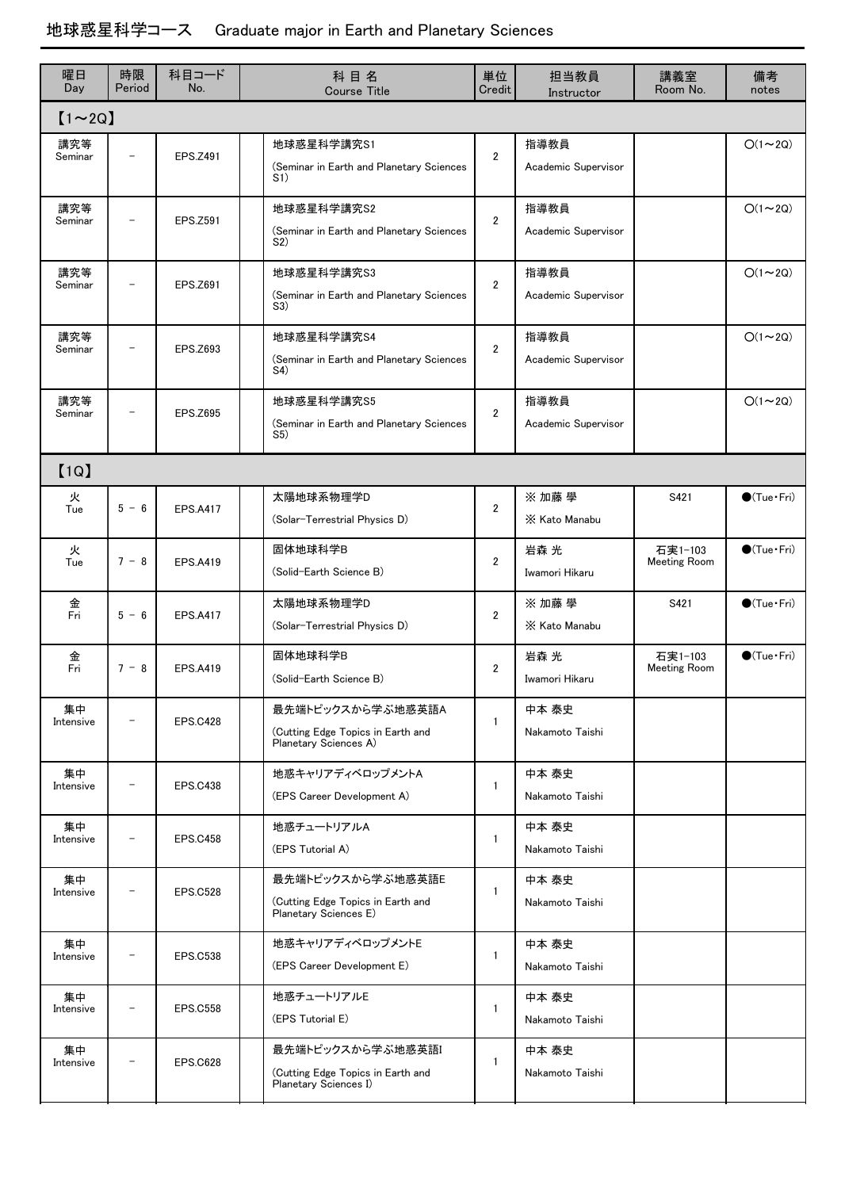# 地球惑星科学コース　Graduate major in Earth and Planetary Sciences

| 曜日 Day | 時限 Period | 科目コード No. | 科 目 名 Course Title | 単位 Credit | 担当教員 Instructor | 講義室 Room No. | 備考 notes |
|---|---|---|---|---|---|---|---|
| 【1～2Q】 | | | | | | | |
| 講究等 Seminar | － | EPS.Z491 | 地球惑星科学講究S1 (Seminar in Earth and Planetary Sciences S1) | 2 | 指導教員 Academic Supervisor | | ○(1～2Q) |
| 講究等 Seminar | － | EPS.Z591 | 地球惑星科学講究S2 (Seminar in Earth and Planetary Sciences S2) | 2 | 指導教員 Academic Supervisor | | ○(1～2Q) |
| 講究等 Seminar | － | EPS.Z691 | 地球惑星科学講究S3 (Seminar in Earth and Planetary Sciences S3) | 2 | 指導教員 Academic Supervisor | | ○(1～2Q) |
| 講究等 Seminar | － | EPS.Z693 | 地球惑星科学講究S4 (Seminar in Earth and Planetary Sciences S4) | 2 | 指導教員 Academic Supervisor | | ○(1～2Q) |
| 講究等 Seminar | － | EPS.Z695 | 地球惑星科学講究S5 (Seminar in Earth and Planetary Sciences S5) | 2 | 指導教員 Academic Supervisor | | ○(1～2Q) |
| 【1Q】 | | | | | | | |
| 火 Tue | 5 － 6 | EPS.A417 | 太陽地球系物理学D (Solar-Terrestrial Physics D) | 2 | ※ 加藤 學 ※ Kato Manabu | S421 | ●(Tue・Fri) |
| 火 Tue | 7 － 8 | EPS.A419 | 固体地球科学B (Solid-Earth Science B) | 2 | 岩森 光 Iwamori Hikaru | 石実1-103 Meeting Room | ●(Tue・Fri) |
| 金 Fri | 5 － 6 | EPS.A417 | 太陽地球系物理学D (Solar-Terrestrial Physics D) | 2 | ※ 加藤 學 ※ Kato Manabu | S421 | ●(Tue・Fri) |
| 金 Fri | 7 － 8 | EPS.A419 | 固体地球科学B (Solid-Earth Science B) | 2 | 岩森 光 Iwamori Hikaru | 石実1-103 Meeting Room | ●(Tue・Fri) |
| 集中 Intensive | － | EPS.C428 | 最先端トピックスから学ぶ地惑英語A (Cutting Edge Topics in Earth and Planetary Sciences A) | 1 | 中本 泰史 Nakamoto Taishi | | |
| 集中 Intensive | － | EPS.C438 | 地惑キャリアディベロップメントA (EPS Career Development A) | 1 | 中本 泰史 Nakamoto Taishi | | |
| 集中 Intensive | － | EPS.C458 | 地惑チュートリアルA (EPS Tutorial A) | 1 | 中本 泰史 Nakamoto Taishi | | |
| 集中 Intensive | － | EPS.C528 | 最先端トピックスから学ぶ地惑英語E (Cutting Edge Topics in Earth and Planetary Sciences E) | 1 | 中本 泰史 Nakamoto Taishi | | |
| 集中 Intensive | － | EPS.C538 | 地惑キャリアディベロップメントE (EPS Career Development E) | 1 | 中本 泰史 Nakamoto Taishi | | |
| 集中 Intensive | － | EPS.C558 | 地惑チュートリアルE (EPS Tutorial E) | 1 | 中本 泰史 Nakamoto Taishi | | |
| 集中 Intensive | － | EPS.C628 | 最先端トピックスから学ぶ地惑英語I (Cutting Edge Topics in Earth and Planetary Sciences I) | 1 | 中本 泰史 Nakamoto Taishi | | |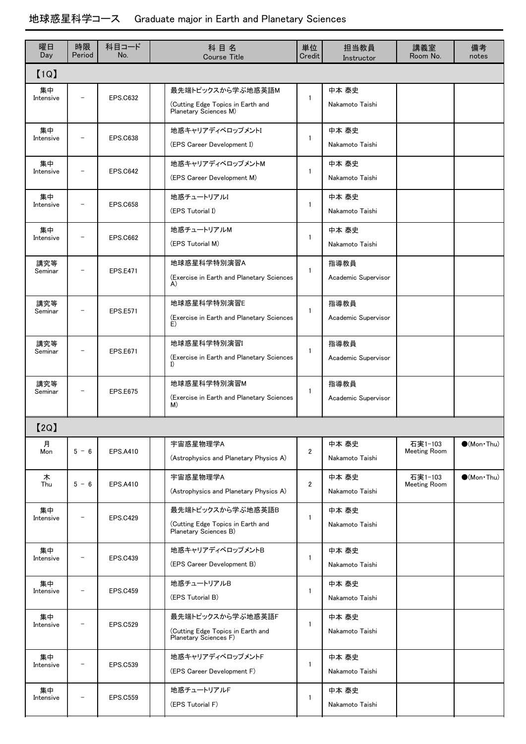## 地球惑星科学コース　Graduate major in Earth and Planetary Sciences

| 曜日 Day | 時限 Period | 科目コード No. | 科 目 名 Course Title | 単位 Credit | 担当教員 Instructor | 講義室 Room No. | 備考 notes |
|---|---|---|---|---|---|---|---|
| 【1Q】 | | | | | | | |
| 集中 Intensive | － | EPS.C632 | 最先端トピックスから学ぶ地惑英語M (Cutting Edge Topics in Earth and Planetary Sciences M) | 1 | 中本 泰史 Nakamoto Taishi | | |
| 集中 Intensive | － | EPS.C638 | 地惑キャリアディベロップメントI (EPS Career Development I) | 1 | 中本 泰史 Nakamoto Taishi | | |
| 集中 Intensive | － | EPS.C642 | 地惑キャリアディベロップメントM (EPS Career Development M) | 1 | 中本 泰史 Nakamoto Taishi | | |
| 集中 Intensive | － | EPS.C658 | 地惑チュートリアルI (EPS Tutorial I) | 1 | 中本 泰史 Nakamoto Taishi | | |
| 集中 Intensive | － | EPS.C662 | 地惑チュートリアルM (EPS Tutorial M) | 1 | 中本 泰史 Nakamoto Taishi | | |
| 講究等 Seminar | － | EPS.E471 | 地球惑星科学特別演習A (Exercise in Earth and Planetary Sciences A) | 1 | 指導教員 Academic Supervisor | | |
| 講究等 Seminar | － | EPS.E571 | 地球惑星科学特別演習E (Exercise in Earth and Planetary Sciences E) | 1 | 指導教員 Academic Supervisor | | |
| 講究等 Seminar | － | EPS.E671 | 地球惑星科学特別演習I (Exercise in Earth and Planetary Sciences I) | 1 | 指導教員 Academic Supervisor | | |
| 講究等 Seminar | － | EPS.E675 | 地球惑星科学特別演習M (Exercise in Earth and Planetary Sciences M) | 1 | 指導教員 Academic Supervisor | | |
| 【2Q】 | | | | | | | |
| 月 Mon | 5 － 6 | EPS.A410 | 宇宙惑星物理学A (Astrophysics and Planetary Physics A) | 2 | 中本 泰史 Nakamoto Taishi | 石実1-103 Meeting Room | ●(Mon・Thu) |
| 木 Thu | 5 － 6 | EPS.A410 | 宇宙惑星物理学A (Astrophysics and Planetary Physics A) | 2 | 中本 泰史 Nakamoto Taishi | 石実1-103 Meeting Room | ●(Mon・Thu) |
| 集中 Intensive | － | EPS.C429 | 最先端トピックスから学ぶ地惑英語B (Cutting Edge Topics in Earth and Planetary Sciences B) | 1 | 中本 泰史 Nakamoto Taishi | | |
| 集中 Intensive | － | EPS.C439 | 地惑キャリアディベロップメントB (EPS Career Development B) | 1 | 中本 泰史 Nakamoto Taishi | | |
| 集中 Intensive | － | EPS.C459 | 地惑チュートリアルB (EPS Tutorial B) | 1 | 中本 泰史 Nakamoto Taishi | | |
| 集中 Intensive | － | EPS.C529 | 最先端トピックスから学ぶ地惑英語F (Cutting Edge Topics in Earth and Planetary Sciences F) | 1 | 中本 泰史 Nakamoto Taishi | | |
| 集中 Intensive | － | EPS.C539 | 地惑キャリアディベロップメントF (EPS Career Development F) | 1 | 中本 泰史 Nakamoto Taishi | | |
| 集中 Intensive | － | EPS.C559 | 地惑チュートリアルF (EPS Tutorial F) | 1 | 中本 泰史 Nakamoto Taishi | | |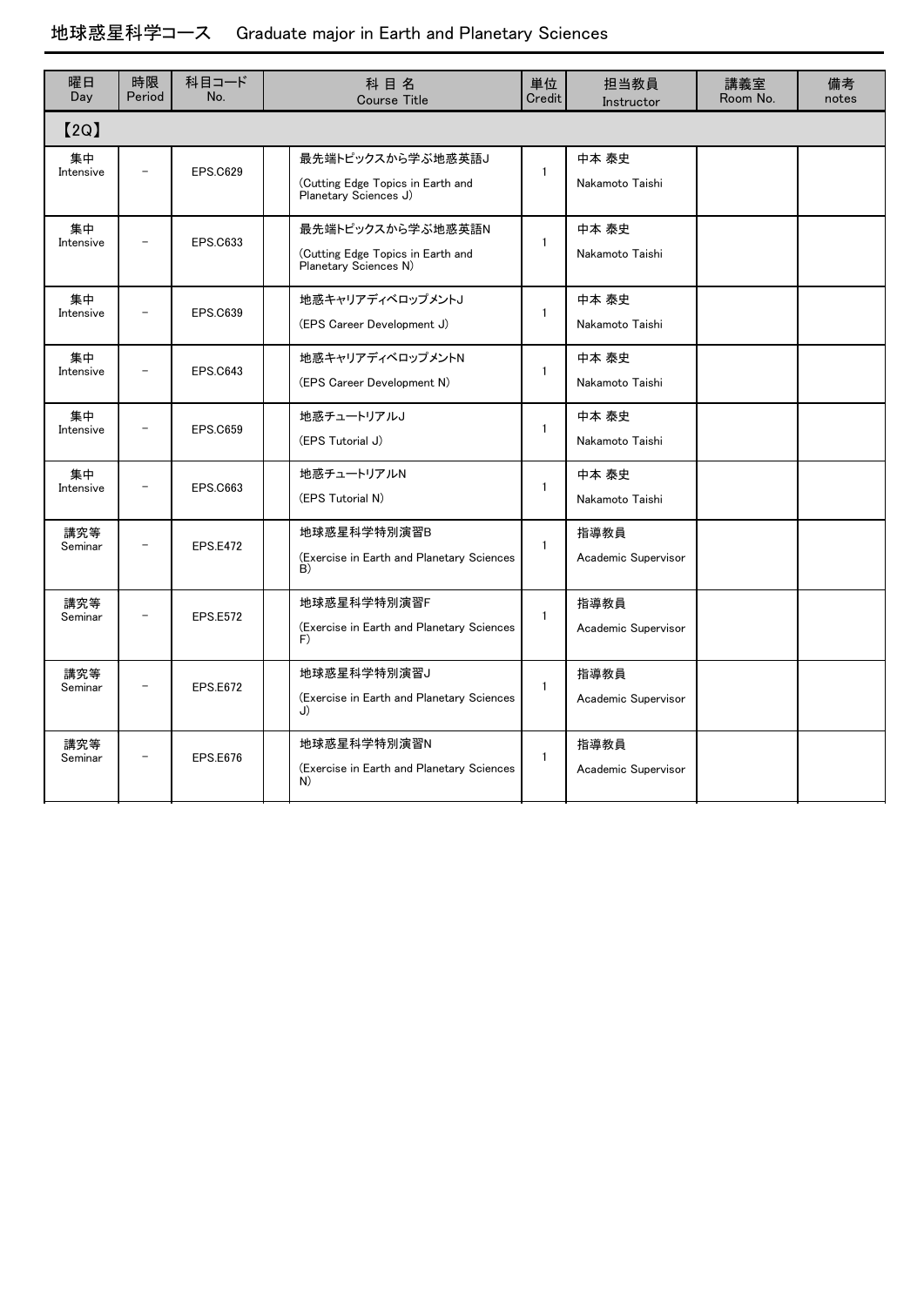# 地球惑星科学コース　Graduate major in Earth and Planetary Sciences

| 曜日<br>Day | 時限<br>Period | 科目コード<br>No. | 科 目 名<br>Course Title | 単位<br>Credit | 担当教員<br>Instructor | 講義室<br>Room No. | 備考<br>notes |
|---|---|---|---|---|---|---|---|
| **【2Q】** | | | | | | | |
| 集中<br>Intensive | － | EPS.C629 | 最先端トピックスから学ぶ地惑英語J<br>(Cutting Edge Topics in Earth and Planetary Sciences J) | 1 | 中本 泰史<br>Nakamoto Taishi | | |
| 集中<br>Intensive | － | EPS.C633 | 最先端トピックスから学ぶ地惑英語N<br>(Cutting Edge Topics in Earth and Planetary Sciences N) | 1 | 中本 泰史<br>Nakamoto Taishi | | |
| 集中<br>Intensive | － | EPS.C639 | 地惑キャリアディベロップメントJ<br>(EPS Career Development J) | 1 | 中本 泰史<br>Nakamoto Taishi | | |
| 集中<br>Intensive | － | EPS.C643 | 地惑キャリアディベロップメントN<br>(EPS Career Development N) | 1 | 中本 泰史<br>Nakamoto Taishi | | |
| 集中<br>Intensive | － | EPS.C659 | 地惑チュートリアルJ<br>(EPS Tutorial J) | 1 | 中本 泰史<br>Nakamoto Taishi | | |
| 集中<br>Intensive | － | EPS.C663 | 地惑チュートリアルN<br>(EPS Tutorial N) | 1 | 中本 泰史<br>Nakamoto Taishi | | |
| 講究等<br>Seminar | － | EPS.E472 | 地球惑星科学特別演習B<br>(Exercise in Earth and Planetary Sciences B) | 1 | 指導教員<br>Academic Supervisor | | |
| 講究等<br>Seminar | － | EPS.E572 | 地球惑星科学特別演習F<br>(Exercise in Earth and Planetary Sciences F) | 1 | 指導教員<br>Academic Supervisor | | |
| 講究等<br>Seminar | － | EPS.E672 | 地球惑星科学特別演習J<br>(Exercise in Earth and Planetary Sciences J) | 1 | 指導教員<br>Academic Supervisor | | |
| 講究等<br>Seminar | － | EPS.E676 | 地球惑星科学特別演習N<br>(Exercise in Earth and Planetary Sciences N) | 1 | 指導教員<br>Academic Supervisor | | |